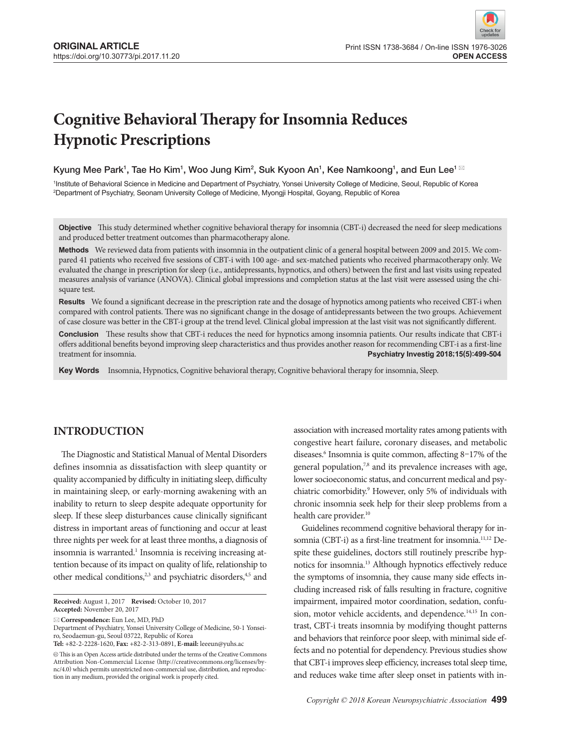ORIGINAL ARTICLE
https://doi.org/10.30773/pi.2017.11.20

Print ISSN 1738-3684 / On-line ISSN 1976-3026
**OPEN ACCESS**

# Cognitive Behavioral Therapy for Insomnia Reduces Hypnotic Prescriptions

Kyung Mee Park[1], Tae Ho Kim[1], Woo Jung Kim[2], Suk Kyoon An[1], Kee Namkoong[1], and Eun Lee[1]

[1]Institute of Behavioral Science in Medicine and Department of Psychiatry, Yonsei University College of Medicine, Seoul, Republic of Korea
[2]Department of Psychiatry, Seonam University College of Medicine, Myongji Hospital, Goyang, Republic of Korea

**Objective** This study determined whether cognitive behavioral therapy for insomnia (CBT-i) decreased the need for sleep medications and produced better treatment outcomes than pharmacotherapy alone.

**Methods** We reviewed data from patients with insomnia in the outpatient clinic of a general hospital between 2009 and 2015. We compared 41 patients who received five sessions of CBT-i with 100 age- and sex-matched patients who received pharmacotherapy only. We evaluated the change in prescription for sleep (i.e., antidepressants, hypnotics, and others) between the first and last visits using repeated measures analysis of variance (ANOVA). Clinical global impressions and completion status at the last visit were assessed using the chi-square test.

**Results** We found a significant decrease in the prescription rate and the dosage of hypnotics among patients who received CBT-i when compared with control patients. There was no significant change in the dosage of antidepressants between the two groups. Achievement of case closure was better in the CBT-i group at the trend level. Clinical global impression at the last visit was not significantly different.

**Conclusion** These results show that CBT-i reduces the need for hypnotics among insomnia patients. Our results indicate that CBT-i offers additional benefits beyond improving sleep characteristics and thus provides another reason for recommending CBT-i as a first-line treatment for insomnia. **Psychiatry Investig 2018;15(5):499-504**

**Key Words** Insomnia, Hypnotics, Cognitive behavioral therapy, Cognitive behavioral therapy for insomnia, Sleep.

## INTRODUCTION

The Diagnostic and Statistical Manual of Mental Disorders defines insomnia as dissatisfaction with sleep quantity or quality accompanied by difficulty in initiating sleep, difficulty in maintaining sleep, or early-morning awakening with an inability to return to sleep despite adequate opportunity for sleep. If these sleep disturbances cause clinically significant distress in important areas of functioning and occur at least three nights per week for at least three months, a diagnosis of insomnia is warranted.[1] Insomnia is receiving increasing attention because of its impact on quality of life, relationship to other medical conditions,[2,3] and psychiatric disorders,[4,5] and association with increased mortality rates among patients with congestive heart failure, coronary diseases, and metabolic diseases.[6] Insomnia is quite common, affecting 8–17% of the general population,[7,8] and its prevalence increases with age, lower socioeconomic status, and concurrent medical and psychiatric comorbidity.[9] However, only 5% of individuals with chronic insomnia seek help for their sleep problems from a health care provider.[10]

Guidelines recommend cognitive behavioral therapy for insomnia (CBT-i) as a first-line treatment for insomnia.[11,12] Despite these guidelines, doctors still routinely prescribe hypnotics for insomnia.[13] Although hypnotics effectively reduce the symptoms of insomnia, they cause many side effects including increased risk of falls resulting in fracture, cognitive impairment, impaired motor coordination, sedation, confusion, motor vehicle accidents, and dependence.[14,15] In contrast, CBT-i treats insomnia by modifying thought patterns and behaviors that reinforce poor sleep, with minimal side effects and no potential for dependency. Previous studies show that CBT-i improves sleep efficiency, increases total sleep time, and reduces wake time after sleep onset in patients with in-

**Received:** August 1, 2017 **Revised:** October 10, 2017
**Accepted:** November 20, 2017

✉ **Correspondence:** Eun Lee, MD, PhD
Department of Psychiatry, Yonsei University College of Medicine, 50-1 Yonsei-ro, Seodaemun-gu, Seoul 03722, Republic of Korea
**Tel:** +82-2-2228-1620, **Fax:** +82-2-313-0891, **E-mail:** leeeun@yuhs.ac

ⓒ This is an Open Access article distributed under the terms of the Creative Commons Attribution Non-Commercial License (http://creativecommons.org/licenses/by-nc/4.0) which permits unrestricted non-commercial use, distribution, and reproduction in any medium, provided the original work is properly cited.

*Copyright © 2018 Korean Neuropsychiatric Association*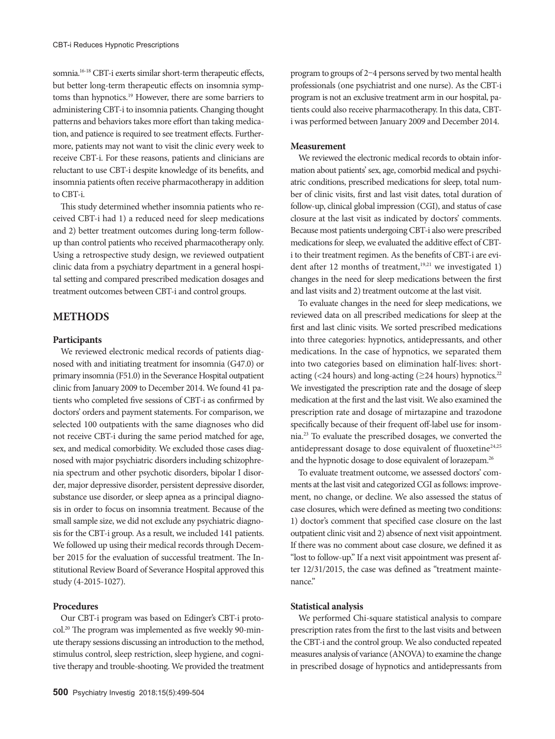somnia.[16-18] CBT-i exerts similar short-term therapeutic effects, but better long-term therapeutic effects on insomnia symptoms than hypnotics.[19] However, there are some barriers to administering CBT-i to insomnia patients. Changing thought patterns and behaviors takes more effort than taking medication, and patience is required to see treatment effects. Furthermore, patients may not want to visit the clinic every week to receive CBT-i. For these reasons, patients and clinicians are reluctant to use CBT-i despite knowledge of its benefits, and insomnia patients often receive pharmacotherapy in addition to CBT-i.

This study determined whether insomnia patients who received CBT-i had 1) a reduced need for sleep medications and 2) better treatment outcomes during long-term follow-up than control patients who received pharmacotherapy only. Using a retrospective study design, we reviewed outpatient clinic data from a psychiatry department in a general hospital setting and compared prescribed medication dosages and treatment outcomes between CBT-i and control groups.

## METHODS

### Participants

We reviewed electronic medical records of patients diagnosed with and initiating treatment for insomnia (G47.0) or primary insomnia (F51.0) in the Severance Hospital outpatient clinic from January 2009 to December 2014. We found 41 patients who completed five sessions of CBT-i as confirmed by doctors' orders and payment statements. For comparison, we selected 100 outpatients with the same diagnoses who did not receive CBT-i during the same period matched for age, sex, and medical comorbidity. We excluded those cases diagnosed with major psychiatric disorders including schizophrenia spectrum and other psychotic disorders, bipolar I disorder, major depressive disorder, persistent depressive disorder, substance use disorder, or sleep apnea as a principal diagnosis in order to focus on insomnia treatment. Because of the small sample size, we did not exclude any psychiatric diagnosis for the CBT-i group. As a result, we included 141 patients. We followed up using their medical records through December 2015 for the evaluation of successful treatment. The Institutional Review Board of Severance Hospital approved this study (4-2015-1027).

### Procedures

Our CBT-i program was based on Edinger's CBT-i protocol.[20] The program was implemented as five weekly 90-minute therapy sessions discussing an introduction to the method, stimulus control, sleep restriction, sleep hygiene, and cognitive therapy and trouble-shooting. We provided the treatment program to groups of 2–4 persons served by two mental health professionals (one psychiatrist and one nurse). As the CBT-i program is not an exclusive treatment arm in our hospital, patients could also receive pharmacotherapy. In this data, CBT-i was performed between January 2009 and December 2014.

### Measurement

We reviewed the electronic medical records to obtain information about patients' sex, age, comorbid medical and psychiatric conditions, prescribed medications for sleep, total number of clinic visits, first and last visit dates, total duration of follow-up, clinical global impression (CGI), and status of case closure at the last visit as indicated by doctors' comments. Because most patients undergoing CBT-i also were prescribed medications for sleep, we evaluated the additive effect of CBT-i to their treatment regimen. As the benefits of CBT-i are evident after 12 months of treatment,[19,21] we investigated 1) changes in the need for sleep medications between the first and last visits and 2) treatment outcome at the last visit.

To evaluate changes in the need for sleep medications, we reviewed data on all prescribed medications for sleep at the first and last clinic visits. We sorted prescribed medications into three categories: hypnotics, antidepressants, and other medications. In the case of hypnotics, we separated them into two categories based on elimination half-lives: short-acting (<24 hours) and long-acting (≥24 hours) hypnotics.[22] We investigated the prescription rate and the dosage of sleep medication at the first and the last visit. We also examined the prescription rate and dosage of mirtazapine and trazodone specifically because of their frequent off-label use for insomnia.[23] To evaluate the prescribed dosages, we converted the antidepressant dosage to dose equivalent of fluoxetine[24,25] and the hypnotic dosage to dose equivalent of lorazepam.[26]

To evaluate treatment outcome, we assessed doctors' comments at the last visit and categorized CGI as follows: improvement, no change, or decline. We also assessed the status of case closures, which were defined as meeting two conditions: 1) doctor's comment that specified case closure on the last outpatient clinic visit and 2) absence of next visit appointment. If there was no comment about case closure, we defined it as "lost to follow-up." If a next visit appointment was present after 12/31/2015, the case was defined as "treatment maintenance."

### Statistical analysis

We performed Chi-square statistical analysis to compare prescription rates from the first to the last visits and between the CBT-i and the control group. We also conducted repeated measures analysis of variance (ANOVA) to examine the change in prescribed dosage of hypnotics and antidepressants from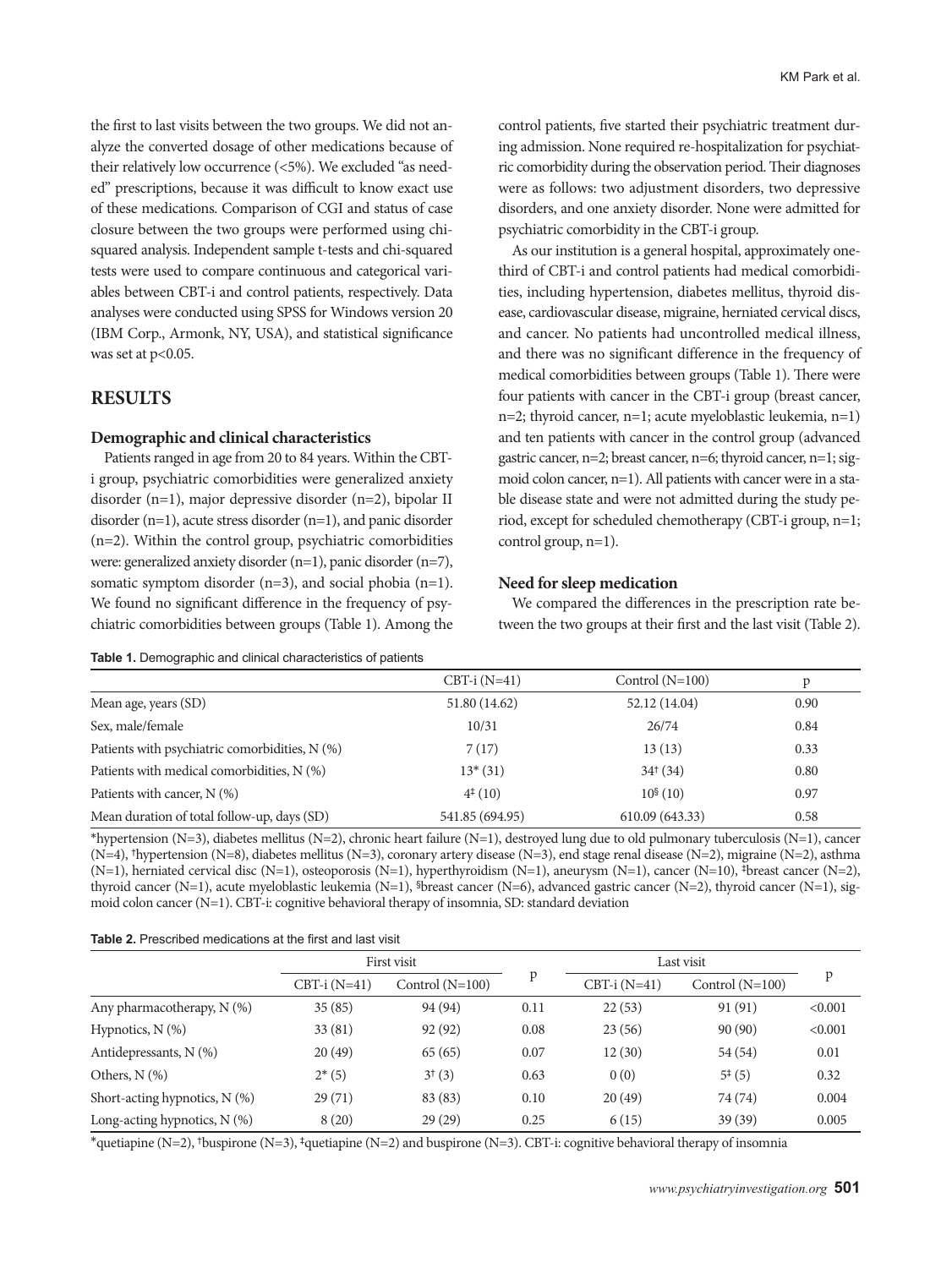the first to last visits between the two groups. We did not analyze the converted dosage of other medications because of their relatively low occurrence (<5%). We excluded "as needed" prescriptions, because it was difficult to know exact use of these medications. Comparison of CGI and status of case closure between the two groups were performed using chi-squared analysis. Independent sample t-tests and chi-squared tests were used to compare continuous and categorical variables between CBT-i and control patients, respectively. Data analyses were conducted using SPSS for Windows version 20 (IBM Corp., Armonk, NY, USA), and statistical significance was set at $p<0.05$.

## RESULTS

### Demographic and clinical characteristics

Patients ranged in age from 20 to 84 years. Within the CBT-i group, psychiatric comorbidities were generalized anxiety disorder (n=1), major depressive disorder (n=2), bipolar II disorder (n=1), acute stress disorder (n=1), and panic disorder (n=2). Within the control group, psychiatric comorbidities were: generalized anxiety disorder (n=1), panic disorder (n=7), somatic symptom disorder (n=3), and social phobia (n=1). We found no significant difference in the frequency of psychiatric comorbidities between groups (Table 1). Among the control patients, five started their psychiatric treatment during admission. None required re-hospitalization for psychiatric comorbidity during the observation period. Their diagnoses were as follows: two adjustment disorders, two depressive disorders, and one anxiety disorder. None were admitted for psychiatric comorbidity in the CBT-i group.

As our institution is a general hospital, approximately one-third of CBT-i and control patients had medical comorbidities, including hypertension, diabetes mellitus, thyroid disease, cardiovascular disease, migraine, herniated cervical discs, and cancer. No patients had uncontrolled medical illness, and there was no significant difference in the frequency of medical comorbidities between groups (Table 1). There were four patients with cancer in the CBT-i group (breast cancer, n=2; thyroid cancer, n=1; acute myeloblastic leukemia, n=1) and ten patients with cancer in the control group (advanced gastric cancer, n=2; breast cancer, n=6; thyroid cancer, n=1; sigmoid colon cancer, n=1). All patients with cancer were in a stable disease state and were not admitted during the study period, except for scheduled chemotherapy (CBT-i group, n=1; control group, n=1).

### Need for sleep medication

We compared the differences in the prescription rate between the two groups at their first and the last visit (Table 2).

**Table 1.** Demographic and clinical characteristics of patients

| | CBT-i (N=41) | Control (N=100) | p |
|---|---|---|---|
| Mean age, years (SD) | 51.80 (14.62) | 52.12 (14.04) | 0.90 |
| Sex, male/female | 10/31 | 26/74 | 0.84 |
| Patients with psychiatric comorbidities, N (%) | 7 (17) | 13 (13) | 0.33 |
| Patients with medical comorbidities, N (%) | 13* (31) | 34† (34) | 0.80 |
| Patients with cancer, N (%) | 4‡ (10) | 10§ (10) | 0.97 |
| Mean duration of total follow-up, days (SD) | 541.85 (694.95) | 610.09 (643.33) | 0.58 |

*hypertension (N=3), diabetes mellitus (N=2), chronic heart failure (N=1), destroyed lung due to old pulmonary tuberculosis (N=1), cancer (N=4), †hypertension (N=8), diabetes mellitus (N=3), coronary artery disease (N=3), end stage renal disease (N=2), migraine (N=2), asthma (N=1), herniated cervical disc (N=1), osteoporosis (N=1), hyperthyroidism (N=1), aneurysm (N=1), cancer (N=10), ‡breast cancer (N=2), thyroid cancer (N=1), acute myeloblastic leukemia (N=1), §breast cancer (N=6), advanced gastric cancer (N=2), thyroid cancer (N=1), sigmoid colon cancer (N=1). CBT-i: cognitive behavioral therapy of insomnia, SD: standard deviation

**Table 2.** Prescribed medications at the first and last visit

| | First visit | | p | Last visit | | p |
|---|---|---|---|---|---|---|
| | CBT-i (N=41) | Control (N=100) | | CBT-i (N=41) | Control (N=100) | |
| Any pharmacotherapy, N (%) | 35 (85) | 94 (94) | 0.11 | 22 (53) | 91 (91) | <0.001 |
| Hypnotics, N (%) | 33 (81) | 92 (92) | 0.08 | 23 (56) | 90 (90) | <0.001 |
| Antidepressants, N (%) | 20 (49) | 65 (65) | 0.07 | 12 (30) | 54 (54) | 0.01 |
| Others, N (%) | 2* (5) | 3† (3) | 0.63 | 0 (0) | 5‡ (5) | 0.32 |
| Short-acting hypnotics, N (%) | 29 (71) | 83 (83) | 0.10 | 20 (49) | 74 (74) | 0.004 |
| Long-acting hypnotics, N (%) | 8 (20) | 29 (29) | 0.25 | 6 (15) | 39 (39) | 0.005 |

*quetiapine (N=2), †buspirone (N=3), ‡quetiapine (N=2) and buspirone (N=3). CBT-i: cognitive behavioral therapy of insomnia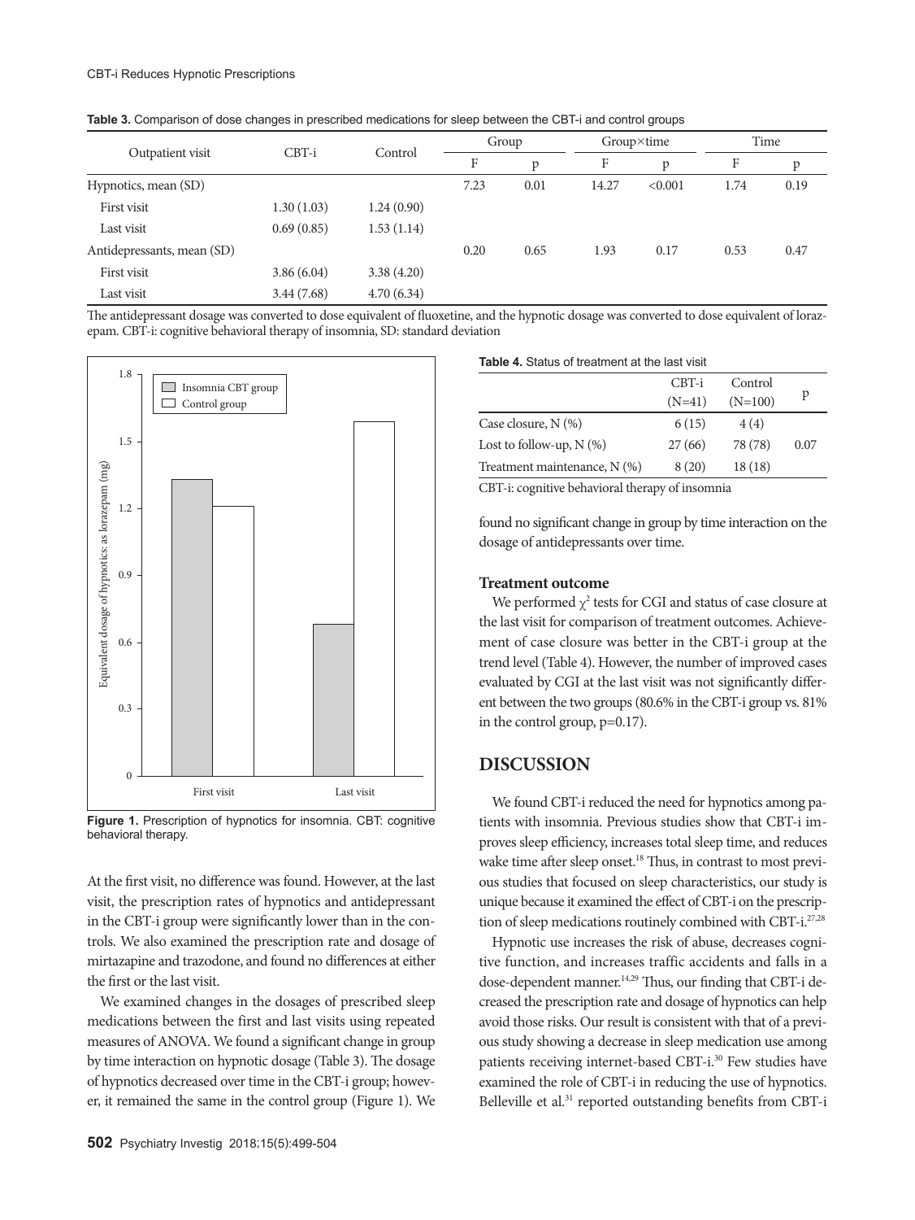**Table 3.** Comparison of dose changes in prescribed medications for sleep between the CBT-i and control groups

| Outpatient visit | CBT-i | Control | Group | | Group×time | | Time | |
|---|---|---|---|---|---|---|---|---|
| | | | F | p | F | p | F | p |
| Hypnotics, mean (SD) | | | 7.23 | 0.01 | 14.27 | <0.001 | 1.74 | 0.19 |
| First visit | 1.30 (1.03) | 1.24 (0.90) | | | | | | |
| Last visit | 0.69 (0.85) | 1.53 (1.14) | | | | | | |
| Antidepressants, mean (SD) | | | 0.20 | 0.65 | 1.93 | 0.17 | 0.53 | 0.47 |
| First visit | 3.86 (6.04) | 3.38 (4.20) | | | | | | |
| Last visit | 3.44 (7.68) | 4.70 (6.34) | | | | | | |

The antidepressant dosage was converted to dose equivalent of fluoxetine, and the hypnotic dosage was converted to dose equivalent of lorazepam. CBT-i: cognitive behavioral therapy of insomnia, SD: standard deviation

1.8
1.5
1.2
0.9
0.6
0.3
0
Equivalent dosage of hypnotics: as lorazepam (mg)
Insomnia CBT group
Control group
First visit
Last visit

**Figure 1.** Prescription of hypnotics for insomnia. CBT: cognitive behavioral therapy.

At the first visit, no difference was found. However, at the last visit, the prescription rates of hypnotics and antidepressant in the CBT-i group were significantly lower than in the controls. We also examined the prescription rate and dosage of mirtazapine and trazodone, and found no differences at either the first or the last visit.

We examined changes in the dosages of prescribed sleep medications between the first and last visits using repeated measures of ANOVA. We found a significant change in group by time interaction on hypnotic dosage (Table 3). The dosage of hypnotics decreased over time in the CBT-i group; however, it remained the same in the control group (Figure 1). We found no significant change in group by time interaction on the dosage of antidepressants over time.

**Table 4.** Status of treatment at the last visit

| | CBT-i (N=41) | Control (N=100) | p |
|---|---|---|---|
| Case closure, N (%) | 6 (15) | 4 (4) | 0.07 |
| Lost to follow-up, N (%) | 27 (66) | 78 (78) | |
| Treatment maintenance, N (%) | 8 (20) | 18 (18) | |

CBT-i: cognitive behavioral therapy of insomnia

### Treatment outcome

We performed $\chi^2$ tests for CGI and status of case closure at the last visit for comparison of treatment outcomes. Achievement of case closure was better in the CBT-i group at the trend level (Table 4). However, the number of improved cases evaluated by CGI at the last visit was not significantly different between the two groups (80.6% in the CBT-i group vs. 81% in the control group, p=0.17).

## DISCUSSION

We found CBT-i reduced the need for hypnotics among patients with insomnia. Previous studies show that CBT-i improves sleep efficiency, increases total sleep time, and reduces wake time after sleep onset.[18] Thus, in contrast to most previous studies that focused on sleep characteristics, our study is unique because it examined the effect of CBT-i on the prescription of sleep medications routinely combined with CBT-i.[27,28]

Hypnotic use increases the risk of abuse, decreases cognitive function, and increases traffic accidents and falls in a dose-dependent manner.[14,29] Thus, our finding that CBT-i decreased the prescription rate and dosage of hypnotics can help avoid those risks. Our result is consistent with that of a previous study showing a decrease in sleep medication use among patients receiving internet-based CBT-i.[30] Few studies have examined the role of CBT-i in reducing the use of hypnotics. Belleville et al.[31] reported outstanding benefits from CBT-i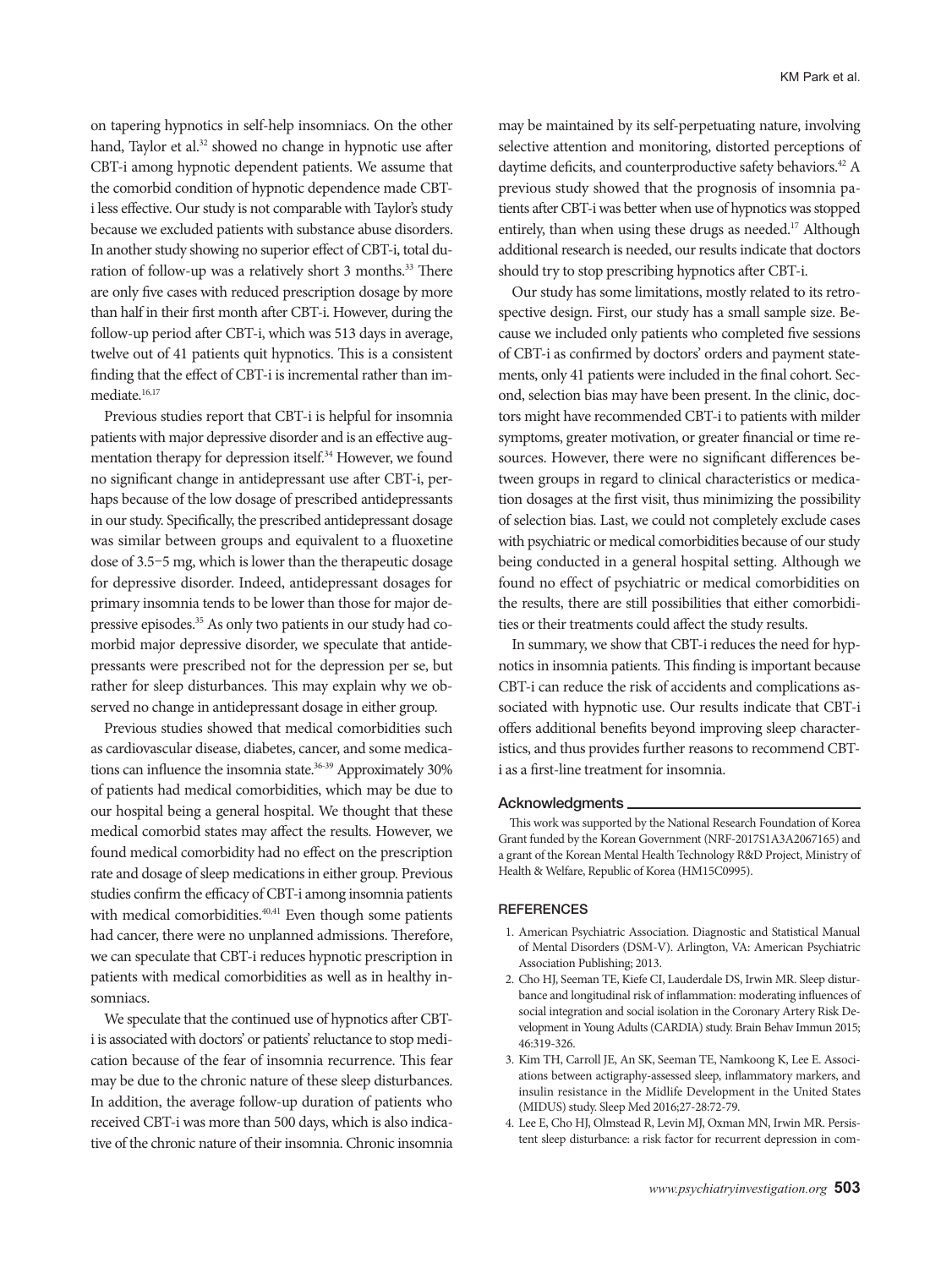on tapering hypnotics in self-help insomniacs. On the other hand, Taylor et al.[32] showed no change in hypnotic use after CBT-i among hypnotic dependent patients. We assume that the comorbid condition of hypnotic dependence made CBT-i less effective. Our study is not comparable with Taylor's study because we excluded patients with substance abuse disorders. In another study showing no superior effect of CBT-i, total duration of follow-up was a relatively short 3 months.[33] There are only five cases with reduced prescription dosage by more than half in their first month after CBT-i. However, during the follow-up period after CBT-i, which was 513 days in average, twelve out of 41 patients quit hypnotics. This is a consistent finding that the effect of CBT-i is incremental rather than immediate.[16,17]

Previous studies report that CBT-i is helpful for insomnia patients with major depressive disorder and is an effective augmentation therapy for depression itself.[34] However, we found no significant change in antidepressant use after CBT-i, perhaps because of the low dosage of prescribed antidepressants in our study. Specifically, the prescribed antidepressant dosage was similar between groups and equivalent to a fluoxetine dose of 3.5–5 mg, which is lower than the therapeutic dosage for depressive disorder. Indeed, antidepressant dosages for primary insomnia tends to be lower than those for major depressive episodes.[35] As only two patients in our study had comorbid major depressive disorder, we speculate that antidepressants were prescribed not for the depression per se, but rather for sleep disturbances. This may explain why we observed no change in antidepressant dosage in either group.

Previous studies showed that medical comorbidities such as cardiovascular disease, diabetes, cancer, and some medications can influence the insomnia state.[36-39] Approximately 30% of patients had medical comorbidities, which may be due to our hospital being a general hospital. We thought that these medical comorbid states may affect the results. However, we found medical comorbidity had no effect on the prescription rate and dosage of sleep medications in either group. Previous studies confirm the efficacy of CBT-i among insomnia patients with medical comorbidities.[40,41] Even though some patients had cancer, there were no unplanned admissions. Therefore, we can speculate that CBT-i reduces hypnotic prescription in patients with medical comorbidities as well as in healthy insomniacs.

We speculate that the continued use of hypnotics after CBT-i is associated with doctors' or patients' reluctance to stop medication because of the fear of insomnia recurrence. This fear may be due to the chronic nature of these sleep disturbances. In addition, the average follow-up duration of patients who received CBT-i was more than 500 days, which is also indicative of the chronic nature of their insomnia. Chronic insomnia may be maintained by its self-perpetuating nature, involving selective attention and monitoring, distorted perceptions of daytime deficits, and counterproductive safety behaviors.[42] A previous study showed that the prognosis of insomnia patients after CBT-i was better when use of hypnotics was stopped entirely, than when using these drugs as needed.[17] Although additional research is needed, our results indicate that doctors should try to stop prescribing hypnotics after CBT-i.

Our study has some limitations, mostly related to its retrospective design. First, our study has a small sample size. Because we included only patients who completed five sessions of CBT-i as confirmed by doctors' orders and payment statements, only 41 patients were included in the final cohort. Second, selection bias may have been present. In the clinic, doctors might have recommended CBT-i to patients with milder symptoms, greater motivation, or greater financial or time resources. However, there were no significant differences between groups in regard to clinical characteristics or medication dosages at the first visit, thus minimizing the possibility of selection bias. Last, we could not completely exclude cases with psychiatric or medical comorbidities because of our study being conducted in a general hospital setting. Although we found no effect of psychiatric or medical comorbidities on the results, there are still possibilities that either comorbidities or their treatments could affect the study results.

In summary, we show that CBT-i reduces the need for hypnotics in insomnia patients. This finding is important because CBT-i can reduce the risk of accidents and complications associated with hypnotic use. Our results indicate that CBT-i offers additional benefits beyond improving sleep characteristics, and thus provides further reasons to recommend CBT-i as a first-line treatment for insomnia.

## Acknowledgments

This work was supported by the National Research Foundation of Korea Grant funded by the Korean Government (NRF-2017S1A3A2067165) and a grant of the Korean Mental Health Technology R&D Project, Ministry of Health & Welfare, Republic of Korea (HM15C0995).

## REFERENCES

1. American Psychiatric Association. Diagnostic and Statistical Manual of Mental Disorders (DSM-V). Arlington, VA: American Psychiatric Association Publishing; 2013.
2. Cho HJ, Seeman TE, Kiefe CI, Lauderdale DS, Irwin MR. Sleep disturbance and longitudinal risk of inflammation: moderating influences of social integration and social isolation in the Coronary Artery Risk Development in Young Adults (CARDIA) study. Brain Behav Immun 2015; 46:319-326.
3. Kim TH, Carroll JE, An SK, Seeman TE, Namkoong K, Lee E. Associations between actigraphy-assessed sleep, inflammatory markers, and insulin resistance in the Midlife Development in the United States (MIDUS) study. Sleep Med 2016;27-28:72-79.
4. Lee E, Cho HJ, Olmstead R, Levin MJ, Oxman MN, Irwin MR. Persistent sleep disturbance: a risk factor for recurrent depression in com-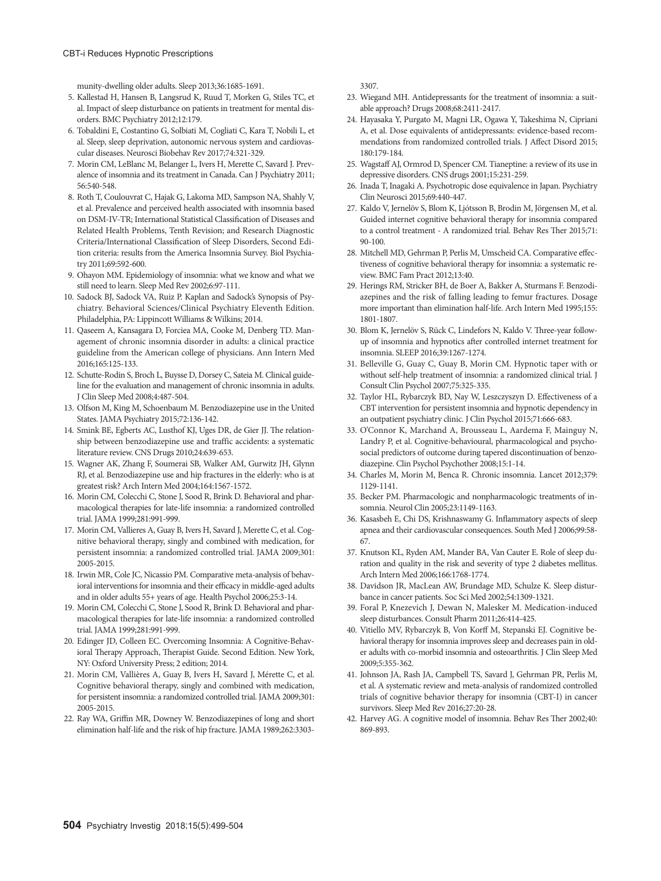munity-dwelling older adults. Sleep 2013;36:1685-1691.

5. Kallestad H, Hansen B, Langsrud K, Ruud T, Morken G, Stiles TC, et al. Impact of sleep disturbance on patients in treatment for mental disorders. BMC Psychiatry 2012;12:179.
6. Tobaldini E, Costantino G, Solbiati M, Cogliati C, Kara T, Nobili L, et al. Sleep, sleep deprivation, autonomic nervous system and cardiovascular diseases. Neurosci Biobehav Rev 2017;74:321-329.
7. Morin CM, LeBlanc M, Belanger L, Ivers H, Merette C, Savard J. Prevalence of insomnia and its treatment in Canada. Can J Psychiatry 2011; 56:540-548.
8. Roth T, Coulouvrat C, Hajak G, Lakoma MD, Sampson NA, Shahly V, et al. Prevalence and perceived health associated with insomnia based on DSM-IV-TR; International Statistical Classification of Diseases and Related Health Problems, Tenth Revision; and Research Diagnostic Criteria/International Classification of Sleep Disorders, Second Edition criteria: results from the America Insomnia Survey. Biol Psychiatry 2011;69:592-600.
9. Ohayon MM. Epidemiology of insomnia: what we know and what we still need to learn. Sleep Med Rev 2002;6:97-111.
10. Sadock BJ, Sadock VA, Ruiz P. Kaplan and Sadock's Synopsis of Psychiatry. Behavioral Sciences/Clinical Psychiatry Eleventh Edition. Philadelphia, PA: Lippincott Williams & Wilkins; 2014.
11. Qaseem A, Kansagara D, Forciea MA, Cooke M, Denberg TD. Management of chronic insomnia disorder in adults: a clinical practice guideline from the American college of physicians. Ann Intern Med 2016;165:125-133.
12. Schutte-Rodin S, Broch L, Buysse D, Dorsey C, Sateia M. Clinical guideline for the evaluation and management of chronic insomnia in adults. J Clin Sleep Med 2008;4:487-504.
13. Olfson M, King M, Schoenbaum M. Benzodiazepine use in the United States. JAMA Psychiatry 2015;72:136-142.
14. Smink BE, Egberts AC, Lusthof KJ, Uges DR, de Gier JJ. The relationship between benzodiazepine use and traffic accidents: a systematic literature review. CNS Drugs 2010;24:639-653.
15. Wagner AK, Zhang F, Soumerai SB, Walker AM, Gurwitz JH, Glynn RJ, et al. Benzodiazepine use and hip fractures in the elderly: who is at greatest risk? Arch Intern Med 2004;164:1567-1572.
16. Morin CM, Colecchi C, Stone J, Sood R, Brink D. Behavioral and pharmacological therapies for late-life insomnia: a randomized controlled trial. JAMA 1999;281:991-999.
17. Morin CM, Vallieres A, Guay B, Ivers H, Savard J, Merette C, et al. Cognitive behavioral therapy, singly and combined with medication, for persistent insomnia: a randomized controlled trial. JAMA 2009;301: 2005-2015.
18. Irwin MR, Cole JC, Nicassio PM. Comparative meta-analysis of behavioral interventions for insomnia and their efficacy in middle-aged adults and in older adults 55+ years of age. Health Psychol 2006;25:3-14.
19. Morin CM, Colecchi C, Stone J, Sood R, Brink D. Behavioral and pharmacological therapies for late-life insomnia: a randomized controlled trial. JAMA 1999;281:991-999.
20. Edinger JD, Colleen EC. Overcoming Insomnia: A Cognitive-Behavioral Therapy Approach, Therapist Guide. Second Edition. New York, NY: Oxford University Press; 2 edition; 2014.
21. Morin CM, Vallières A, Guay B, Ivers H, Savard J, Mérette C, et al. Cognitive behavioral therapy, singly and combined with medication, for persistent insomnia: a randomized controlled trial. JAMA 2009;301: 2005-2015.
22. Ray WA, Griffin MR, Downey W. Benzodiazepines of long and short elimination half-life and the risk of hip fracture. JAMA 1989;262:3303-3307.
23. Wiegand MH. Antidepressants for the treatment of insomnia: a suitable approach? Drugs 2008;68:2411-2417.
24. Hayasaka Y, Purgato M, Magni LR, Ogawa Y, Takeshima N, Cipriani A, et al. Dose equivalents of antidepressants: evidence-based recommendations from randomized controlled trials. J Affect Disord 2015; 180:179-184.
25. Wagstaff AJ, Ormrod D, Spencer CM. Tianeptine: a review of its use in depressive disorders. CNS drugs 2001;15:231-259.
26. Inada T, Inagaki A. Psychotropic dose equivalence in Japan. Psychiatry Clin Neurosci 2015;69:440-447.
27. Kaldo V, Jernelöv S, Blom K, Ljótsson B, Brodin M, Jörgensen M, et al. Guided internet cognitive behavioral therapy for insomnia compared to a control treatment - A randomized trial. Behav Res Ther 2015;71: 90-100.
28. Mitchell MD, Gehrman P, Perlis M, Umscheid CA. Comparative effectiveness of cognitive behavioral therapy for insomnia: a systematic review. BMC Fam Pract 2012;13:40.
29. Herings RM, Stricker BH, de Boer A, Bakker A, Sturmans F. Benzodiazepines and the risk of falling leading to femur fractures. Dosage more important than elimination half-life. Arch Intern Med 1995;155: 1801-1807.
30. Blom K, Jernelöv S, Rück C, Lindefors N, Kaldo V. Three-year followup of insomnia and hypnotics after controlled internet treatment for insomnia. SLEEP 2016;39:1267-1274.
31. Belleville G, Guay C, Guay B, Morin CM. Hypnotic taper with or without self-help treatment of insomnia: a randomized clinical trial. J Consult Clin Psychol 2007;75:325-335.
32. Taylor HL, Rybarczyk BD, Nay W, Leszczyszyn D. Effectiveness of a CBT intervention for persistent insomnia and hypnotic dependency in an outpatient psychiatry clinic. J Clin Psychol 2015;71:666-683.
33. O'Connor K, Marchand A, Brousseau L, Aardema F, Mainguy N, Landry P, et al. Cognitive-behavioural, pharmacological and psychosocial predictors of outcome during tapered discontinuation of benzodiazepine. Clin Psychol Psychother 2008;15:1-14.
34. Charles M, Morin M, Benca R. Chronic insomnia. Lancet 2012;379: 1129-1141.
35. Becker PM. Pharmacologic and nonpharmacologic treatments of insomnia. Neurol Clin 2005;23:1149-1163.
36. Kasasbeh E, Chi DS, Krishnaswamy G. Inflammatory aspects of sleep apnea and their cardiovascular consequences. South Med J 2006;99:58-67.
37. Knutson KL, Ryden AM, Mander BA, Van Cauter E. Role of sleep duration and quality in the risk and severity of type 2 diabetes mellitus. Arch Intern Med 2006;166:1768-1774.
38. Davidson JR, MacLean AW, Brundage MD, Schulze K. Sleep disturbance in cancer patients. Soc Sci Med 2002;54:1309-1321.
39. Foral P, Knezevich J, Dewan N, Malesker M. Medication-induced sleep disturbances. Consult Pharm 2011;26:414-425.
40. Vitiello MV, Rybarczyk B, Von Korff M, Stepanski EJ. Cognitive behavioral therapy for insomnia improves sleep and decreases pain in older adults with co-morbid insomnia and osteoarthritis. J Clin Sleep Med 2009;5:355-362.
41. Johnson JA, Rash JA, Campbell TS, Savard J, Gehrman PR, Perlis M, et al. A systematic review and meta-analysis of randomized controlled trials of cognitive behavior therapy for insomnia (CBT-I) in cancer survivors. Sleep Med Rev 2016;27:20-28.
42. Harvey AG. A cognitive model of insomnia. Behav Res Ther 2002;40: 869-893.